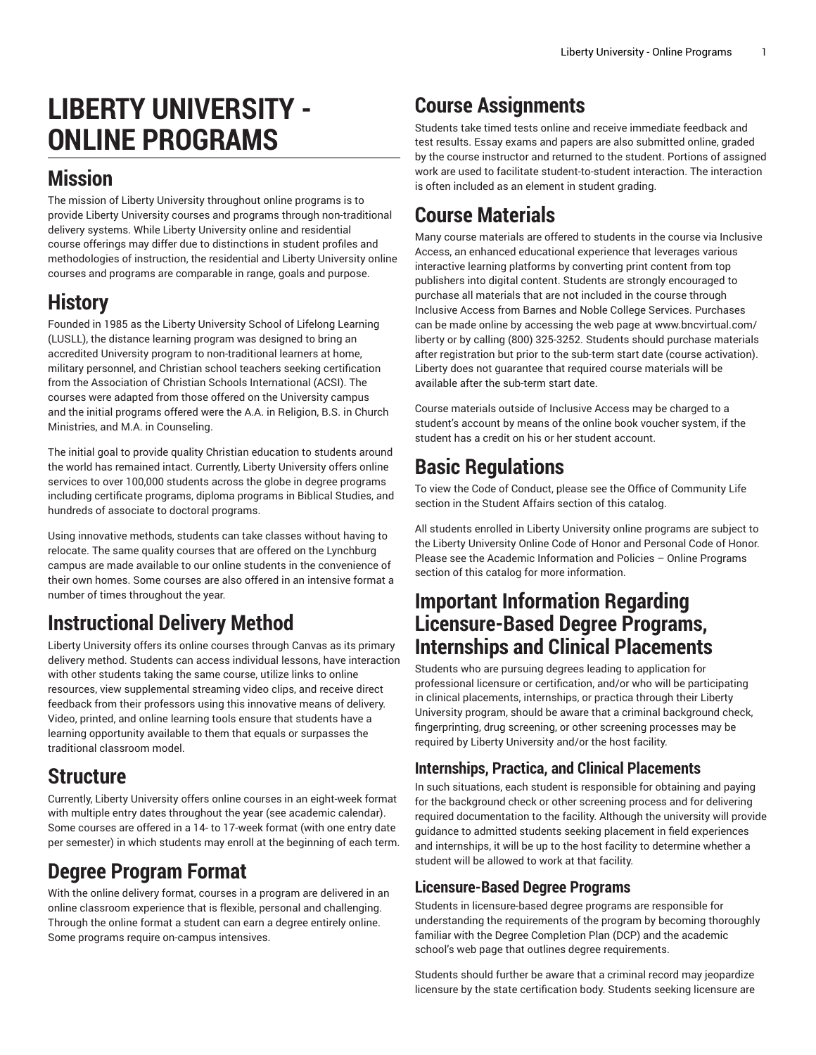# LIBERTY UNIVERSITY - ONLINE PROGRAMS

## Mission

The mission of Liberty University throughout online programs is to provide Liberty University courses and programs through non-traditional delivery systems. While Liberty University online and residential course offerings may differ due to distinctions in student profiles and methodologies of instruction, the residential and Liberty University online courses and programs are comparable in range, goals and purpose.

## History

Founded in 1985 as the Liberty University School of Lifelong Learning (LUSLL), the distance learning program was designed to bring an accredited University program to non-traditional learners at home, military personnel, and Christian school teachers seeking certification from the Association of Christian Schools International (ACSI). The courses were adapted from those offered on the University campus and the initial programs offered were the A.A. in Religion, B.S. in Church Ministries, and M.A. in Counseling.

The initial goal to provide quality Christian education to students around the world has remained intact. Currently, Liberty University offers online services to over 100,000 students across the globe in degree programs including certificate programs, diploma programs in Biblical Studies, and hundreds of associate to doctoral programs.

Using innovative methods, students can take classes without having to relocate. The same quality courses that are offered on the Lynchburg campus are made available to our online students in the convenience of their own homes. Some courses are also offered in an intensive format a number of times throughout the year.

## Instructional Delivery Method

Liberty University offers its online courses through Canvas as its primary delivery method. Students can access individual lessons, have interaction with other students taking the same course, utilize links to online resources, view supplemental streaming video clips, and receive direct feedback from their professors using this innovative means of delivery. Video, printed, and online learning tools ensure that students have a learning opportunity available to them that equals or surpasses the traditional classroom model.

## Structure

Currently, Liberty University offers online courses in an eight-week format with multiple entry dates throughout the year (see academic calendar). Some courses are offered in a 14- to 17-week format (with one entry date per semester) in which students may enroll at the beginning of each term.

## Degree Program Format

With the online delivery format, courses in a program are delivered in an online classroom experience that is flexible, personal and challenging. Through the online format a student can earn a degree entirely online. Some programs require on-campus intensives.

## Course Assignments

Students take timed tests online and receive immediate feedback and test results. Essay exams and papers are also submitted online, graded by the course instructor and returned to the student. Portions of assigned work are used to facilitate student-to-student interaction. The interaction is often included as an element in student grading.

## Course Materials

Many course materials are offered to students in the course via Inclusive Access, an enhanced educational experience that leverages various interactive learning platforms by converting print content from top publishers into digital content. Students are strongly encouraged to purchase all materials that are not included in the course through Inclusive Access from Barnes and Noble College Services. Purchases can be made online by accessing the web page at www.bncvirtual.com/liberty or by calling (800) 325-3252. Students should purchase materials after registration but prior to the sub-term start date (course activation). Liberty does not guarantee that required course materials will be available after the sub-term start date.

Course materials outside of Inclusive Access may be charged to a student's account by means of the online book voucher system, if the student has a credit on his or her student account.

## Basic Regulations

To view the Code of Conduct, please see the Office of Community Life section in the Student Affairs section of this catalog.

All students enrolled in Liberty University online programs are subject to the Liberty University Online Code of Honor and Personal Code of Honor. Please see the Academic Information and Policies – Online Programs section of this catalog for more information.

## Important Information Regarding Licensure-Based Degree Programs, Internships and Clinical Placements

Students who are pursuing degrees leading to application for professional licensure or certification, and/or who will be participating in clinical placements, internships, or practica through their Liberty University program, should be aware that a criminal background check, fingerprinting, drug screening, or other screening processes may be required by Liberty University and/or the host facility.

### Internships, Practica, and Clinical Placements

In such situations, each student is responsible for obtaining and paying for the background check or other screening process and for delivering required documentation to the facility. Although the university will provide guidance to admitted students seeking placement in field experiences and internships, it will be up to the host facility to determine whether a student will be allowed to work at that facility.

### Licensure-Based Degree Programs

Students in licensure-based degree programs are responsible for understanding the requirements of the program by becoming thoroughly familiar with the Degree Completion Plan (DCP) and the academic school's web page that outlines degree requirements.

Students should further be aware that a criminal record may jeopardize licensure by the state certification body. Students seeking licensure are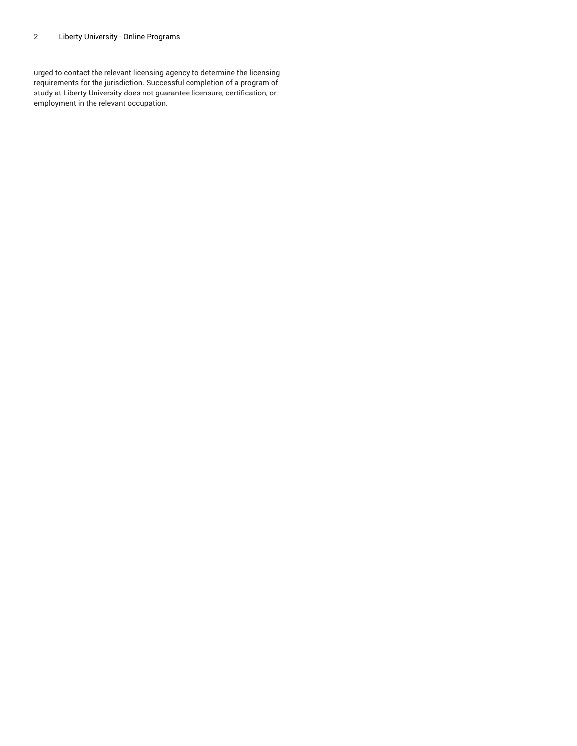urged to contact the relevant licensing agency to determine the licensing requirements for the jurisdiction. Successful completion of a program of study at Liberty University does not guarantee licensure, certification, or employment in the relevant occupation.